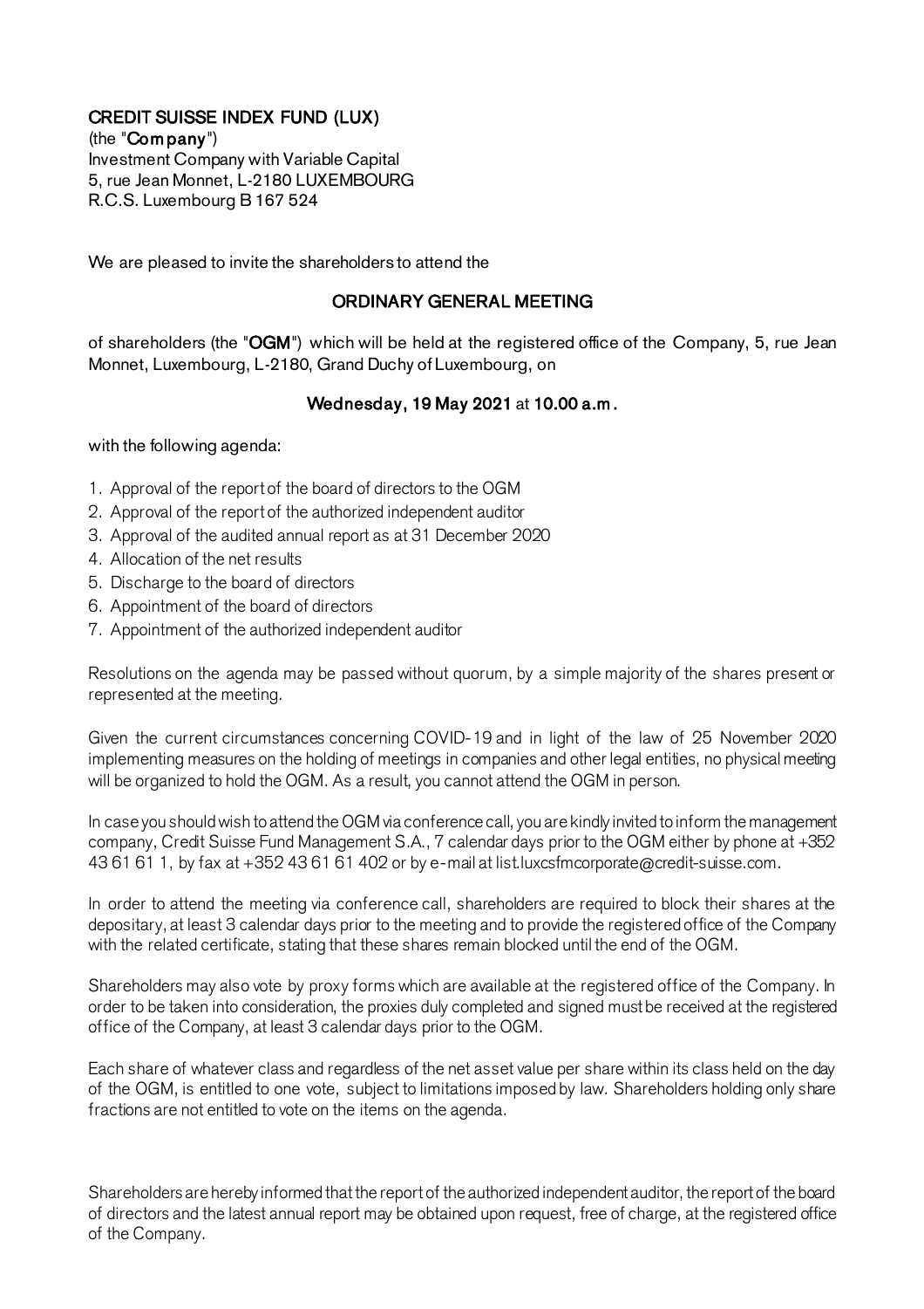**CREDIT SUISSE INDEX FUND (LUX)**
(the "**Company**")
Investment Company with Variable Capital
5, rue Jean Monnet, L-2180 LUXEMBOURG
R.C.S. Luxembourg B 167 524

We are pleased to invite the shareholders to attend the

## ORDINARY GENERAL MEETING

of shareholders (the "**OGM**") which will be held at the registered office of the Company, 5, rue Jean Monnet, Luxembourg, L-2180, Grand Duchy of Luxembourg, on

**Wednesday, 19 May 2021** at **10.00 a.m.**

with the following agenda:

1. Approval of the report of the board of directors to the OGM
2. Approval of the report of the authorized independent auditor
3. Approval of the audited annual report as at 31 December 2020
4. Allocation of the net results
5. Discharge to the board of directors
6. Appointment of the board of directors
7. Appointment of the authorized independent auditor

Resolutions on the agenda may be passed without quorum, by a simple majority of the shares present or represented at the meeting.

Given the current circumstances concerning COVID-19 and in light of the law of 25 November 2020 implementing measures on the holding of meetings in companies and other legal entities, no physical meeting will be organized to hold the OGM. As a result, you cannot attend the OGM in person.

In case you should wish to attend the OGM via conference call, you are kindly invited to inform the management company, Credit Suisse Fund Management S.A., 7 calendar days prior to the OGM either by phone at +352 43 61 61 1, by fax at +352 43 61 61 402 or by e-mail at list.luxcsfmcorporate@credit-suisse.com.

In order to attend the meeting via conference call, shareholders are required to block their shares at the depositary, at least 3 calendar days prior to the meeting and to provide the registered office of the Company with the related certificate, stating that these shares remain blocked until the end of the OGM.

Shareholders may also vote by proxy forms which are available at the registered office of the Company. In order to be taken into consideration, the proxies duly completed and signed must be received at the registered office of the Company, at least 3 calendar days prior to the OGM.

Each share of whatever class and regardless of the net asset value per share within its class held on the day of the OGM, is entitled to one vote, subject to limitations imposed by law. Shareholders holding only share fractions are not entitled to vote on the items on the agenda.

Shareholders are hereby informed that the report of the authorized independent auditor, the report of the board of directors and the latest annual report may be obtained upon request, free of charge, at the registered office of the Company.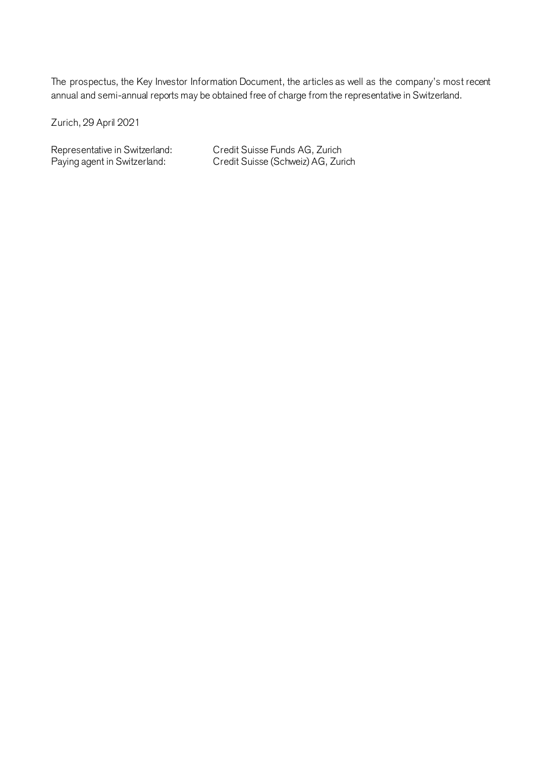The prospectus, the Key Investor Information Document, the articles as well as the company's most recent annual and semi-annual reports may be obtained free of charge from the representative in Switzerland.

Zurich, 29 April 2021

| | |
|---|---|
| Representative in Switzerland: | Credit Suisse Funds AG, Zurich |
| Paying agent in Switzerland: | Credit Suisse (Schweiz) AG, Zurich |